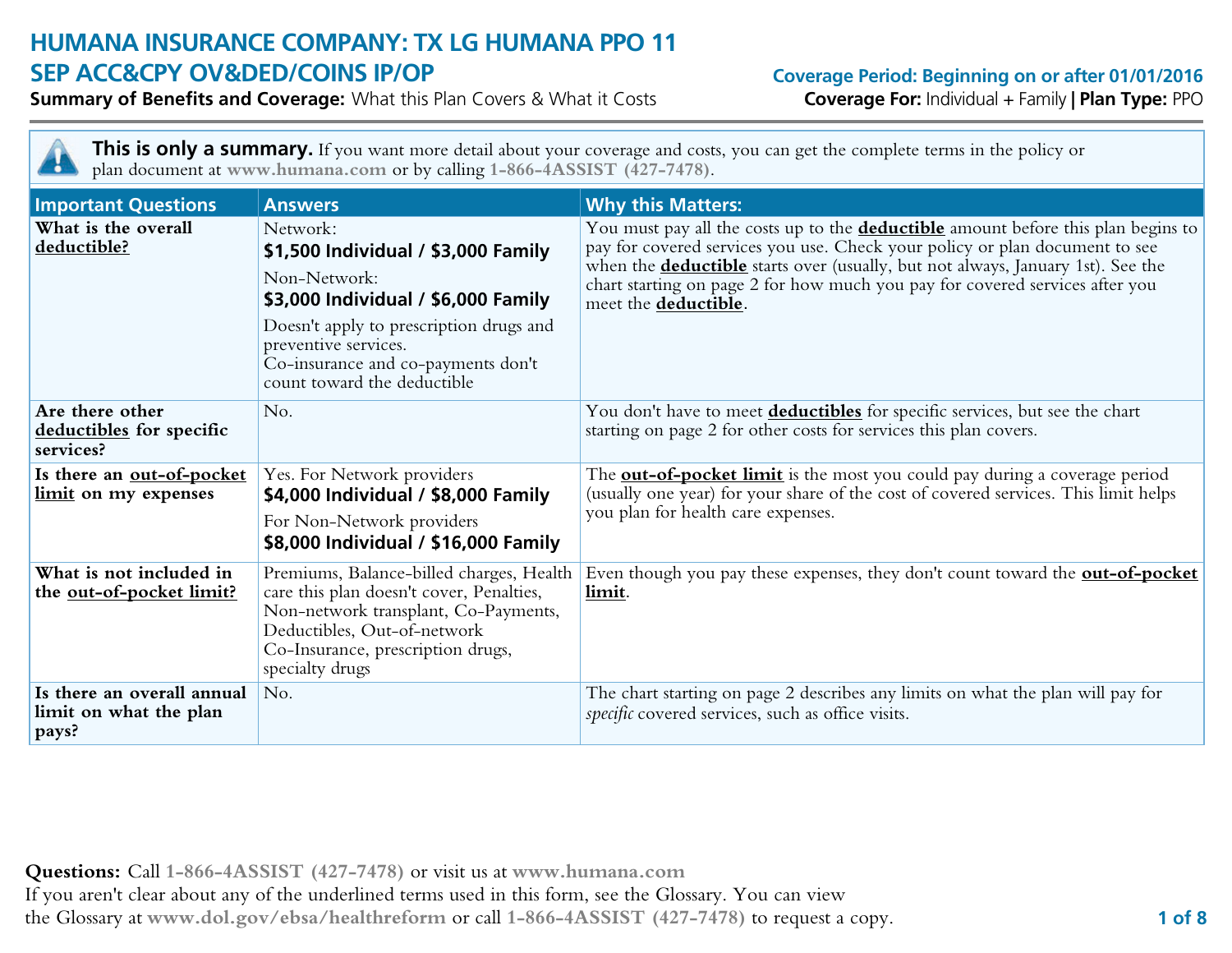# HUMANA INSURANCE COMPANY: TX LG HUMANA PPO 11 SEP ACC&CPY OV&DED/COINS IP/OP

**Summary of Benefits and Coverage:** What this Plan Covers & What it Costs

**Coverage Period: Beginning on or after 01/01/2016**

**Coverage For:** Individual + Family | **Plan Type:** PPO

**This is only a summary.** If you want more detail about your coverage and costs, you can get the complete terms in the policy or plan document at **www.humana.com** or by calling **1-866-4ASSIST (427-7478)**.

| Important Questions | Answers | Why this Matters: |
|---|---|---|
| **What is the overall deductible?** | Network: **$1,500 Individual / $3,000 Family** Non-Network: **$3,000 Individual / $6,000 Family** Doesn't apply to prescription drugs and preventive services. Co-insurance and co-payments don't count toward the deductible | You must pay all the costs up to the **deductible** amount before this plan begins to pay for covered services you use. Check your policy or plan document to see when the **deductible** starts over (usually, but not always, January 1st). See the chart starting on page 2 for how much you pay for covered services after you meet the **deductible**. |
| **Are there other deductibles for specific services?** | No. | You don't have to meet **deductibles** for specific services, but see the chart starting on page 2 for other costs for services this plan covers. |
| **Is there an out-of-pocket limit on my expenses** | Yes. For Network providers **$4,000 Individual / $8,000 Family** For Non-Network providers **$8,000 Individual / $16,000 Family** | The **out-of-pocket limit** is the most you could pay during a coverage period (usually one year) for your share of the cost of covered services. This limit helps you plan for health care expenses. |
| **What is not included in the out-of-pocket limit?** | Premiums, Balance-billed charges, Health care this plan doesn't cover, Penalties, Non-network transplant, Co-Payments, Deductibles, Out-of-network Co-Insurance, prescription drugs, specialty drugs | Even though you pay these expenses, they don't count toward the **out-of-pocket limit**. |
| **Is there an overall annual limit on what the plan pays?** | No. | The chart starting on page 2 describes any limits on what the plan will pay for *specific* covered services, such as office visits. |

**Questions:** Call **1-866-4ASSIST (427-7478)** or visit us at **www.humana.com**
If you aren't clear about any of the underlined terms used in this form, see the Glossary. You can view the Glossary at **www.dol.gov/ebsa/healthreform** or call **1-866-4ASSIST (427-7478)** to request a copy.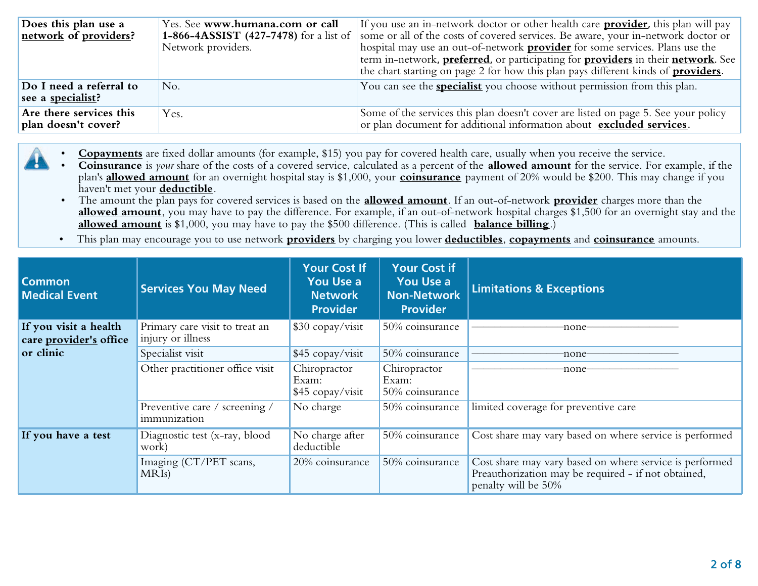| | | |
|---|---|---|
| **Does this plan use a <u>network</u> of <u>providers</u>?** | Yes. See **www.humana.com or call 1-866-4ASSIST (427-7478)** for a list of Network providers. | If you use an in-network doctor or other health care **<u>provider</u>**, this plan will pay some or all of the costs of covered services. Be aware, your in-network doctor or hospital may use an out-of-network **<u>provider</u>** for some services. Plans use the term in-network, **<u>preferred</u>**, or participating for **<u>providers</u>** in their **<u>network</u>**. See the chart starting on page 2 for how this plan pays different kinds of **<u>providers</u>**. |
| **Do I need a referral to see a <u>specialist</u>?** | No. | You can see the **<u>specialist</u>** you choose without permission from this plan. |
| **Are there services this plan doesn't cover?** | Yes. | Some of the services this plan doesn't cover are listed on page 5. See your policy or plan document for additional information about **<u>excluded services</u>**. |

- **<u>Copayments</u>** are fixed dollar amounts (for example, $15) you pay for covered health care, usually when you receive the service.
- **<u>Coinsurance</u>** is *your* share of the costs of a covered service, calculated as a percent of the **<u>allowed amount</u>** for the service. For example, if the plan's **<u>allowed amount</u>** for an overnight hospital stay is $1,000, your **<u>coinsurance</u>** payment of 20% would be $200. This may change if you haven't met your **<u>deductible</u>**.
- The amount the plan pays for covered services is based on the **<u>allowed amount</u>**. If an out-of-network **<u>provider</u>** charges more than the **<u>allowed amount</u>**, you may have to pay the difference. For example, if an out-of-network hospital charges $1,500 for an overnight stay and the **<u>allowed amount</u>** is $1,000, you may have to pay the $500 difference. (This is called **<u>balance billing</u>**.)
- This plan may encourage you to use network **<u>providers</u>** by charging you lower **<u>deductibles</u>**, **<u>copayments</u>** and **<u>coinsurance</u>** amounts.

| Common Medical Event | Services You May Need | Your Cost If You Use a Network Provider | Your Cost if You Use a Non-Network Provider | Limitations & Exceptions |
|---|---|---|---|---|
| **If you visit a health care <u>provider's</u> office or clinic** | Primary care visit to treat an injury or illness | $30 copay/visit | 50% coinsurance | ——————none—————— |
| | Specialist visit | $45 copay/visit | 50% coinsurance | ——————none—————— |
| | Other practitioner office visit | Chiropractor Exam:<br>$45 copay/visit | Chiropractor Exam:<br>50% coinsurance | ——————none—————— |
| | Preventive care / screening / immunization | No charge | 50% coinsurance | limited coverage for preventive care |
| **If you have a test** | Diagnostic test (x-ray, blood work) | No charge after deductible | 50% coinsurance | Cost share may vary based on where service is performed |
| | Imaging (CT/PET scans, MRIs) | 20% coinsurance | 50% coinsurance | Cost share may vary based on where service is performed<br>Preauthorization may be required - if not obtained, penalty will be 50% |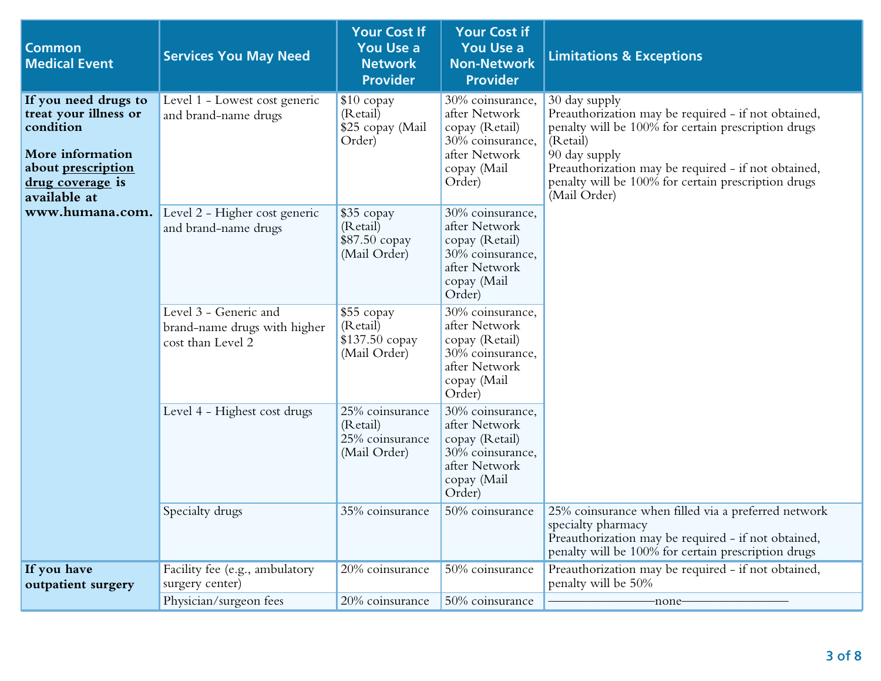| Common Medical Event | Services You May Need | Your Cost If You Use a Network Provider | Your Cost if You Use a Non-Network Provider | Limitations & Exceptions |
|---|---|---|---|---|
| **If you need drugs to treat your illness or condition**<br><br>**More information about prescription drug coverage is available at www.humana.com.** | Level 1 - Lowest cost generic and brand-name drugs | $10 copay (Retail)<br>$25 copay (Mail Order) | 30% coinsurance, after Network copay (Retail)<br>30% coinsurance, after Network copay (Mail Order) | 30 day supply<br>Preauthorization may be required - if not obtained, penalty will be 100% for certain prescription drugs (Retail)<br>90 day supply<br>Preauthorization may be required - if not obtained, penalty will be 100% for certain prescription drugs (Mail Order) |
| | Level 2 - Higher cost generic and brand-name drugs | $35 copay (Retail)<br>$87.50 copay (Mail Order) | 30% coinsurance, after Network copay (Retail)<br>30% coinsurance, after Network copay (Mail Order) | |
| | Level 3 - Generic and brand-name drugs with higher cost than Level 2 | $55 copay (Retail)<br>$137.50 copay (Mail Order) | 30% coinsurance, after Network copay (Retail)<br>30% coinsurance, after Network copay (Mail Order) | |
| | Level 4 - Highest cost drugs | 25% coinsurance (Retail)<br>25% coinsurance (Mail Order) | 30% coinsurance, after Network copay (Retail)<br>30% coinsurance, after Network copay (Mail Order) | |
| | Specialty drugs | 35% coinsurance | 50% coinsurance | 25% coinsurance when filled via a preferred network specialty pharmacy<br>Preauthorization may be required - if not obtained, penalty will be 100% for certain prescription drugs |
| **If you have outpatient surgery** | Facility fee (e.g., ambulatory surgery center) | 20% coinsurance | 50% coinsurance | Preauthorization may be required - if not obtained, penalty will be 50% |
| | Physician/surgeon fees | 20% coinsurance | 50% coinsurance | ———————none——————— |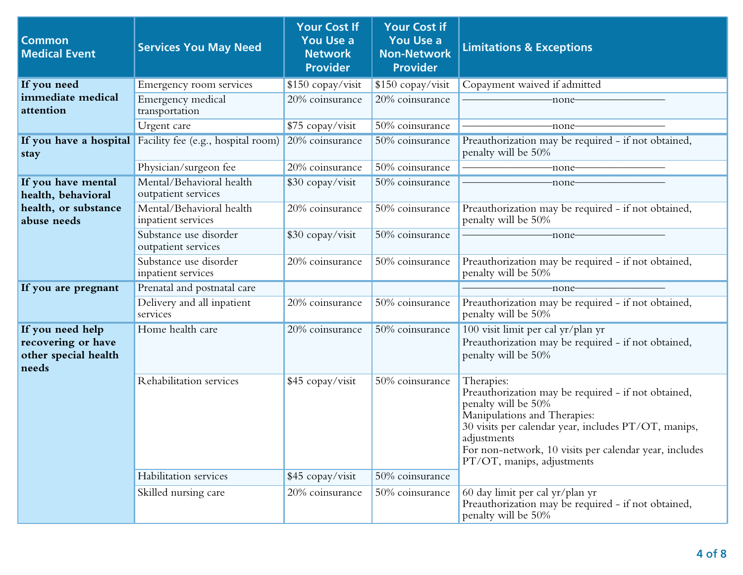| Common Medical Event | Services You May Need | Your Cost If You Use a Network Provider | Your Cost if You Use a Non-Network Provider | Limitations & Exceptions |
|---|---|---|---|---|
| **If you need immediate medical attention** | Emergency room services | $150 copay/visit | $150 copay/visit | Copayment waived if admitted |
| | Emergency medical transportation | 20% coinsurance | 20% coinsurance | ———————none——————— |
| | Urgent care | $75 copay/visit | 50% coinsurance | ———————none——————— |
| **If you have a hospital stay** | Facility fee (e.g., hospital room) | 20% coinsurance | 50% coinsurance | Preauthorization may be required - if not obtained, penalty will be 50% |
| | Physician/surgeon fee | 20% coinsurance | 50% coinsurance | ———————none——————— |
| **If you have mental health, behavioral health, or substance abuse needs** | Mental/Behavioral health outpatient services | $30 copay/visit | 50% coinsurance | ———————none——————— |
| | Mental/Behavioral health inpatient services | 20% coinsurance | 50% coinsurance | Preauthorization may be required - if not obtained, penalty will be 50% |
| | Substance use disorder outpatient services | $30 copay/visit | 50% coinsurance | ———————none——————— |
| | Substance use disorder inpatient services | 20% coinsurance | 50% coinsurance | Preauthorization may be required - if not obtained, penalty will be 50% |
| **If you are pregnant** | Prenatal and postnatal care | | | ———————none——————— |
| | Delivery and all inpatient services | 20% coinsurance | 50% coinsurance | Preauthorization may be required - if not obtained, penalty will be 50% |
| **If you need help recovering or have other special health needs** | Home health care | 20% coinsurance | 50% coinsurance | 100 visit limit per cal yr/plan yr<br>Preauthorization may be required - if not obtained, penalty will be 50% |
| | Rehabilitation services | $45 copay/visit | 50% coinsurance | Therapies:<br>Preauthorization may be required - if not obtained, penalty will be 50%<br>Manipulations and Therapies:<br>30 visits per calendar year, includes PT/OT, manips, adjustments<br>For non-network, 10 visits per calendar year, includes PT/OT, manips, adjustments |
| | Habilitation services | $45 copay/visit | 50% coinsurance | |
| | Skilled nursing care | 20% coinsurance | 50% coinsurance | 60 day limit per cal yr/plan yr<br>Preauthorization may be required - if not obtained, penalty will be 50% |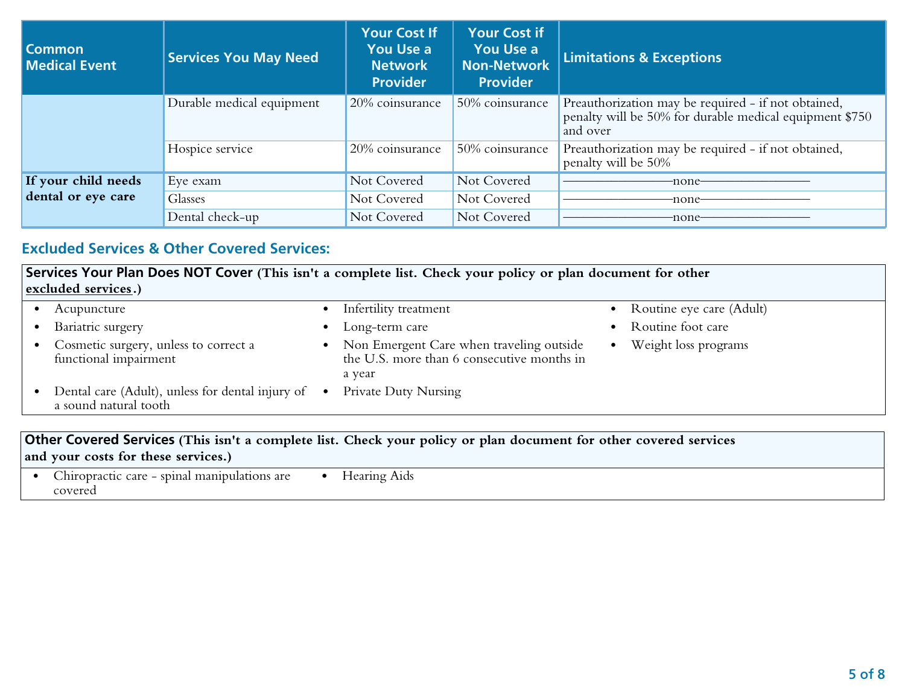| Common Medical Event | Services You May Need | Your Cost If You Use a Network Provider | Your Cost if You Use a Non-Network Provider | Limitations & Exceptions |
|---|---|---|---|---|
| | Durable medical equipment | 20% coinsurance | 50% coinsurance | Preauthorization may be required - if not obtained, penalty will be 50% for durable medical equipment $750 and over |
| | Hospice service | 20% coinsurance | 50% coinsurance | Preauthorization may be required - if not obtained, penalty will be 50% |
| **If your child needs dental or eye care** | Eye exam | Not Covered | Not Covered | ———————none——————— |
| | Glasses | Not Covered | Not Covered | ———————none——————— |
| | Dental check-up | Not Covered | Not Covered | ———————none——————— |

## Excluded Services & Other Covered Services:

**Services Your Plan Does NOT Cover (This isn't a complete list. Check your policy or plan document for other excluded services.)**

- Acupuncture
- Bariatric surgery
- Cosmetic surgery, unless to correct a functional impairment
- Dental care (Adult), unless for dental injury of a sound natural tooth
- Infertility treatment
- Long-term care
- Non Emergent Care when traveling outside the U.S. more than 6 consecutive months in a year
- Private Duty Nursing
- Routine eye care (Adult)
- Routine foot care
- Weight loss programs

**Other Covered Services (This isn't a complete list. Check your policy or plan document for other covered services and your costs for these services.)**

- Chiropractic care - spinal manipulations are covered
- Hearing Aids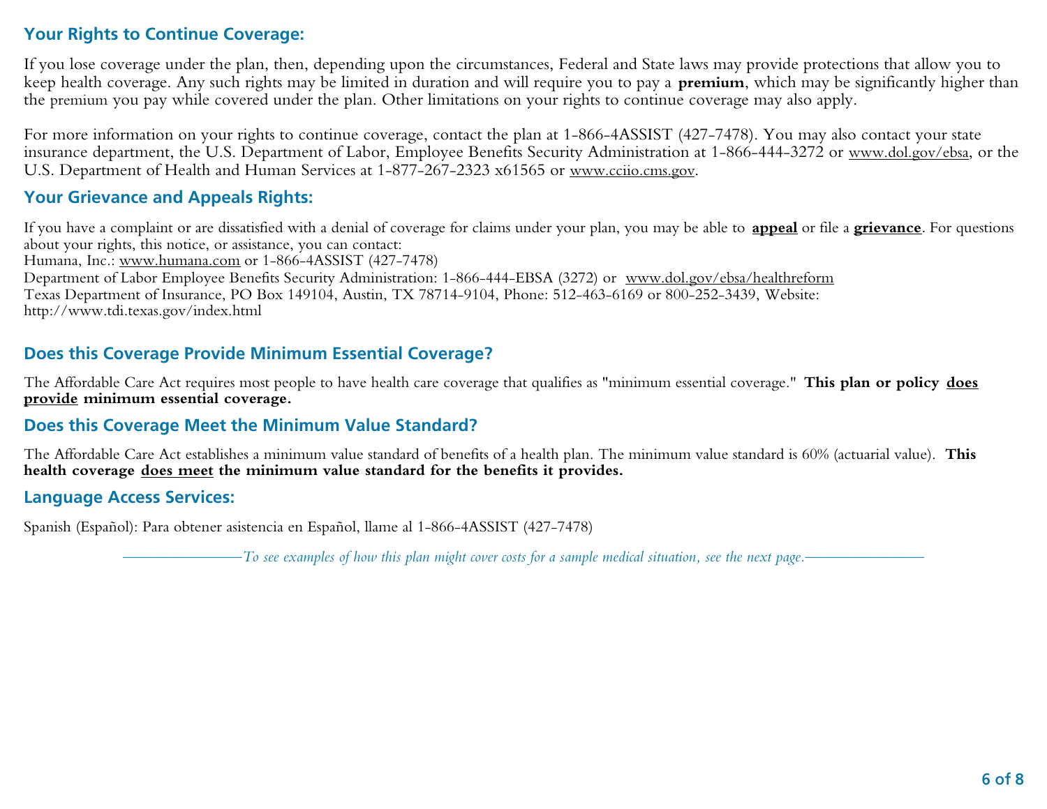## Your Rights to Continue Coverage:

If you lose coverage under the plan, then, depending upon the circumstances, Federal and State laws may provide protections that allow you to keep health coverage. Any such rights may be limited in duration and will require you to pay a **premium**, which may be significantly higher than the premium you pay while covered under the plan. Other limitations on your rights to continue coverage may also apply.

For more information on your rights to continue coverage, contact the plan at 1-866-4ASSIST (427-7478). You may also contact your state insurance department, the U.S. Department of Labor, Employee Benefits Security Administration at 1-866-444-3272 or www.dol.gov/ebsa, or the U.S. Department of Health and Human Services at 1-877-267-2323 x61565 or www.cciio.cms.gov.

## Your Grievance and Appeals Rights:

If you have a complaint or are dissatisfied with a denial of coverage for claims under your plan, you may be able to **appeal** or file a **grievance**. For questions about your rights, this notice, or assistance, you can contact:
Humana, Inc.: www.humana.com or 1-866-4ASSIST (427-7478)
Department of Labor Employee Benefits Security Administration: 1-866-444-EBSA (3272) or www.dol.gov/ebsa/healthreform
Texas Department of Insurance, PO Box 149104, Austin, TX 78714-9104, Phone: 512-463-6169 or 800-252-3439, Website: http://www.tdi.texas.gov/index.html

## Does this Coverage Provide Minimum Essential Coverage?

The Affordable Care Act requires most people to have health care coverage that qualifies as "minimum essential coverage." **This plan or policy does provide minimum essential coverage.**

## Does this Coverage Meet the Minimum Value Standard?

The Affordable Care Act establishes a minimum value standard of benefits of a health plan. The minimum value standard is 60% (actuarial value). **This health coverage does meet the minimum value standard for the benefits it provides.**

## Language Access Services:

Spanish (Español): Para obtener asistencia en Español, llame al 1-866-4ASSIST (427-7478)

*To see examples of how this plan might cover costs for a sample medical situation, see the next page.*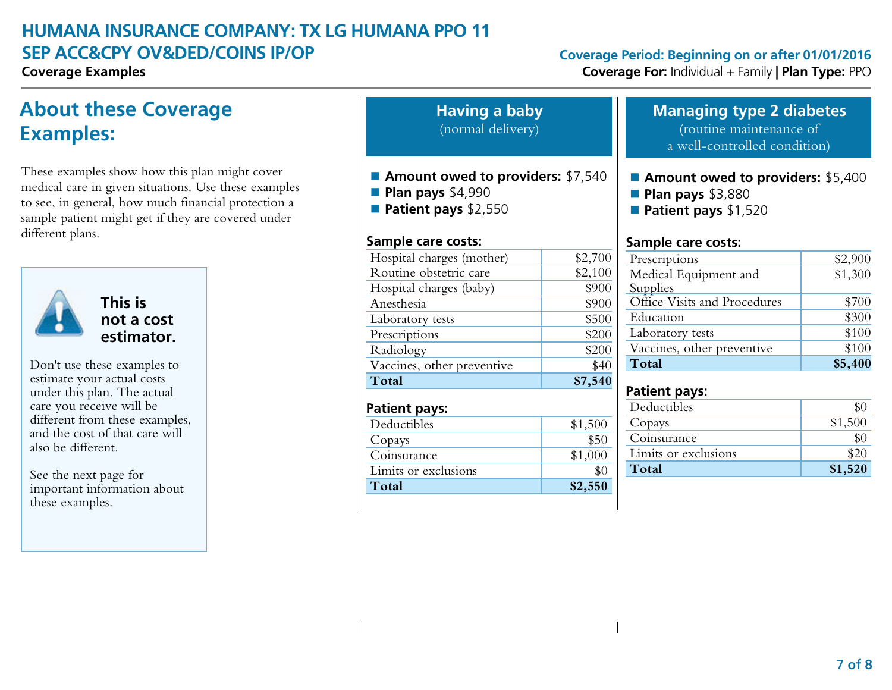# HUMANA INSURANCE COMPANY: TX LG HUMANA PPO 11 SEP ACC&CPY OV&DED/COINS IP/OP

**Coverage Examples**

**Coverage Period: Beginning on or after 01/01/2016**

**Coverage For:** Individual + Family | **Plan Type:** PPO

## About these Coverage Examples:

These examples show how this plan might cover medical care in given situations. Use these examples to see, in general, how much financial protection a sample patient might get if they are covered under different plans.

**This is not a cost estimator.**

Don't use these examples to estimate your actual costs under this plan. The actual care you receive will be different from these examples, and the cost of that care will also be different.

See the next page for important information about these examples.

## Having a baby

(normal delivery)

- **Amount owed to providers:** $7,540
- **Plan pays** $4,990
- **Patient pays** $2,550

**Sample care costs:**

| | |
|---|---|
| Hospital charges (mother) | $2,700 |
| Routine obstetric care | $2,100 |
| Hospital charges (baby) | $900 |
| Anesthesia | $900 |
| Laboratory tests | $500 |
| Prescriptions | $200 |
| Radiology | $200 |
| Vaccines, other preventive | $40 |
| **Total** | **$7,540** |

**Patient pays:**

| | |
|---|---|
| Deductibles | $1,500 |
| Copays | $50 |
| Coinsurance | $1,000 |
| Limits or exclusions | $0 |
| **Total** | **$2,550** |

## Managing type 2 diabetes

(routine maintenance of a well-controlled condition)

- **Amount owed to providers:** $5,400
- **Plan pays** $3,880
- **Patient pays** $1,520

**Sample care costs:**

| | |
|---|---|
| Prescriptions | $2,900 |
| Medical Equipment and Supplies | $1,300 |
| Office Visits and Procedures | $700 |
| Education | $300 |
| Laboratory tests | $100 |
| Vaccines, other preventive | $100 |
| **Total** | **$5,400** |

**Patient pays:**

| | |
|---|---|
| Deductibles | $0 |
| Copays | $1,500 |
| Coinsurance | $0 |
| Limits or exclusions | $20 |
| **Total** | **$1,520** |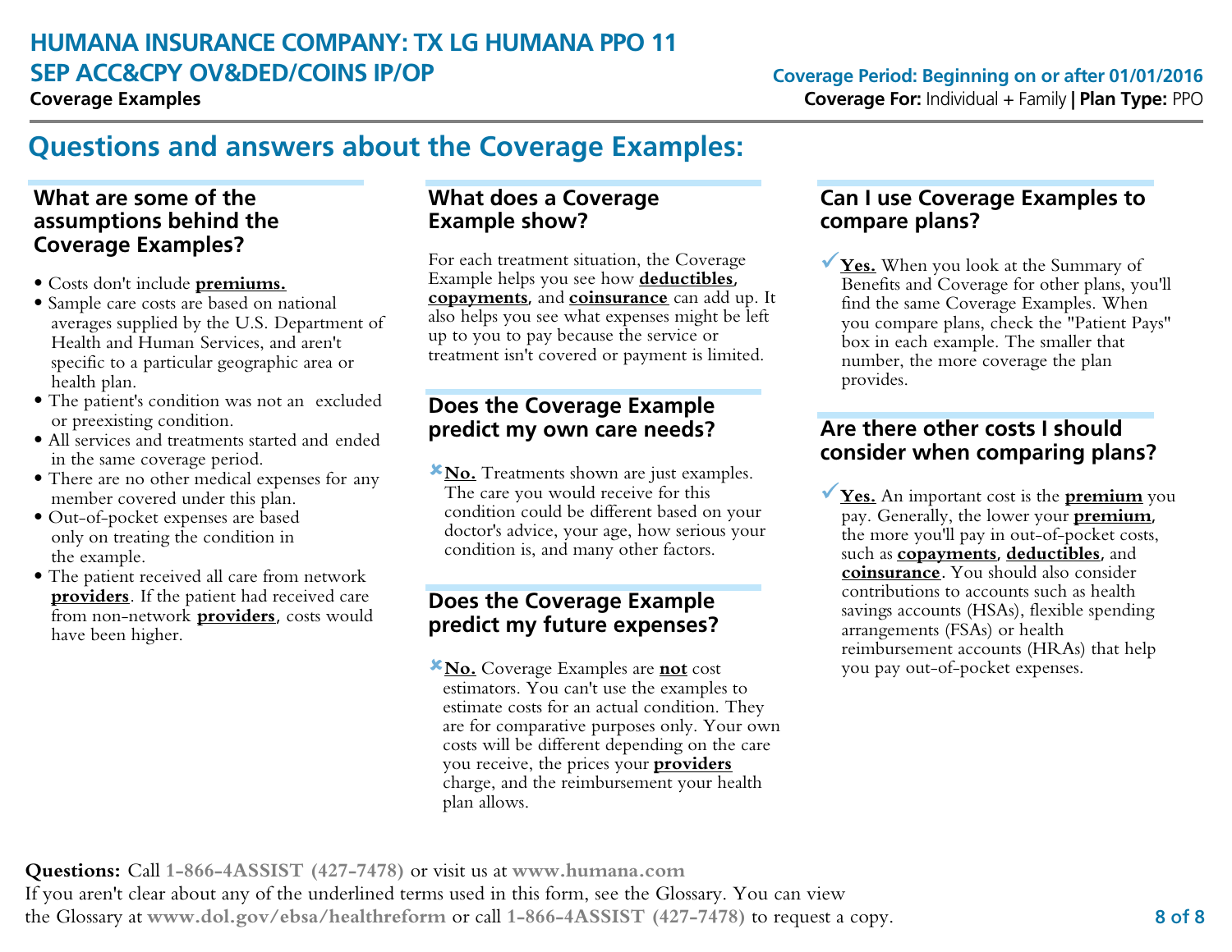# HUMANA INSURANCE COMPANY: TX LG HUMANA PPO 11 SEP ACC&CPY OV&DED/COINS IP/OP

**Coverage Examples**

**Coverage Period: Beginning on or after 01/01/2016**

**Coverage For:** Individual + Family | **Plan Type:** PPO

## Questions and answers about the Coverage Examples:

### What are some of the assumptions behind the Coverage Examples?

- Costs don't include **premiums.**
- Sample care costs are based on national averages supplied by the U.S. Department of Health and Human Services, and aren't specific to a particular geographic area or health plan.
- The patient's condition was not an excluded or preexisting condition.
- All services and treatments started and ended in the same coverage period.
- There are no other medical expenses for any member covered under this plan.
- Out-of-pocket expenses are based only on treating the condition in the example.
- The patient received all care from network **providers**. If the patient had received care from non-network **providers**, costs would have been higher.

### What does a Coverage Example show?

For each treatment situation, the Coverage Example helps you see how **deductibles**, **copayments**, and **coinsurance** can add up. It also helps you see what expenses might be left up to you to pay because the service or treatment isn't covered or payment is limited.

### Does the Coverage Example predict my own care needs?

✘ **No.** Treatments shown are just examples. The care you would receive for this condition could be different based on your doctor's advice, your age, how serious your condition is, and many other factors.

### Does the Coverage Example predict my future expenses?

✘ **No.** Coverage Examples are **not** cost estimators. You can't use the examples to estimate costs for an actual condition. They are for comparative purposes only. Your own costs will be different depending on the care you receive, the prices your **providers** charge, and the reimbursement your health plan allows.

### Can I use Coverage Examples to compare plans?

✓ **Yes.** When you look at the Summary of Benefits and Coverage for other plans, you'll find the same Coverage Examples. When you compare plans, check the "Patient Pays" box in each example. The smaller that number, the more coverage the plan provides.

### Are there other costs I should consider when comparing plans?

✓ **Yes.** An important cost is the **premium** you pay. Generally, the lower your **premium**, the more you'll pay in out-of-pocket costs, such as **copayments**, **deductibles**, and **coinsurance**. You should also consider contributions to accounts such as health savings accounts (HSAs), flexible spending arrangements (FSAs) or health reimbursement accounts (HRAs) that help you pay out-of-pocket expenses.

**Questions:** Call **1-866-4ASSIST (427-7478)** or visit us at **www.humana.com**
If you aren't clear about any of the underlined terms used in this form, see the Glossary. You can view the Glossary at **www.dol.gov/ebsa/healthreform** or call **1-866-4ASSIST (427-7478)** to request a copy.